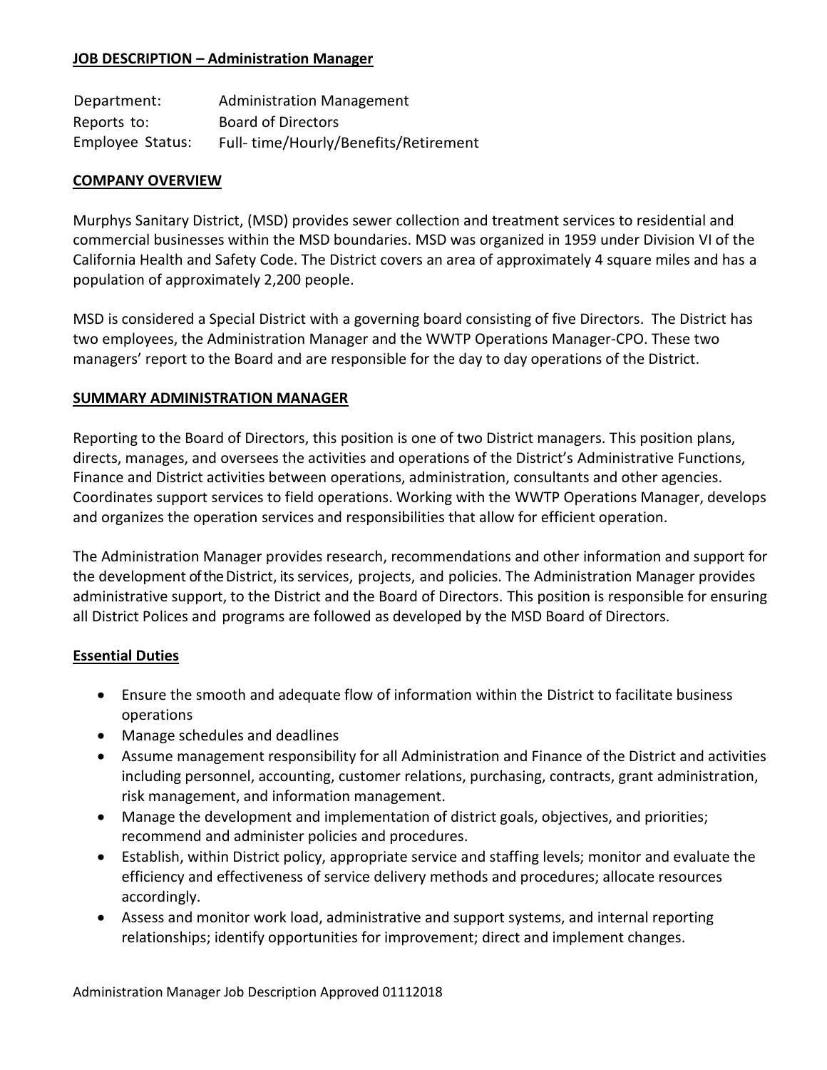**JOB DESCRIPTION – Administration Manager**

| | |
|---|---|
| Department: | Administration Management |
| Reports to: | Board of Directors |
| Employee Status: | Full- time/Hourly/Benefits/Retirement |

**COMPANY OVERVIEW**

Murphys Sanitary District, (MSD) provides sewer collection and treatment services to residential and commercial businesses within the MSD boundaries. MSD was organized in 1959 under Division VI of the California Health and Safety Code. The District covers an area of approximately 4 square miles and has a population of approximately 2,200 people.

MSD is considered a Special District with a governing board consisting of five Directors. The District has two employees, the Administration Manager and the WWTP Operations Manager-CPO. These two managers' report to the Board and are responsible for the day to day operations of the District.

**SUMMARY ADMINISTRATION MANAGER**

Reporting to the Board of Directors, this position is one of two District managers. This position plans, directs, manages, and oversees the activities and operations of the District's Administrative Functions, Finance and District activities between operations, administration, consultants and other agencies. Coordinates support services to field operations. Working with the WWTP Operations Manager, develops and organizes the operation services and responsibilities that allow for efficient operation.

The Administration Manager provides research, recommendations and other information and support for the development of the District, its services, projects, and policies. The Administration Manager provides administrative support, to the District and the Board of Directors. This position is responsible for ensuring all District Polices and programs are followed as developed by the MSD Board of Directors.

**Essential Duties**

- Ensure the smooth and adequate flow of information within the District to facilitate business operations
- Manage schedules and deadlines
- Assume management responsibility for all Administration and Finance of the District and activities including personnel, accounting, customer relations, purchasing, contracts, grant administration, risk management, and information management.
- Manage the development and implementation of district goals, objectives, and priorities; recommend and administer policies and procedures.
- Establish, within District policy, appropriate service and staffing levels; monitor and evaluate the efficiency and effectiveness of service delivery methods and procedures; allocate resources accordingly.
- Assess and monitor work load, administrative and support systems, and internal reporting relationships; identify opportunities for improvement; direct and implement changes.

Administration Manager Job Description Approved 01112018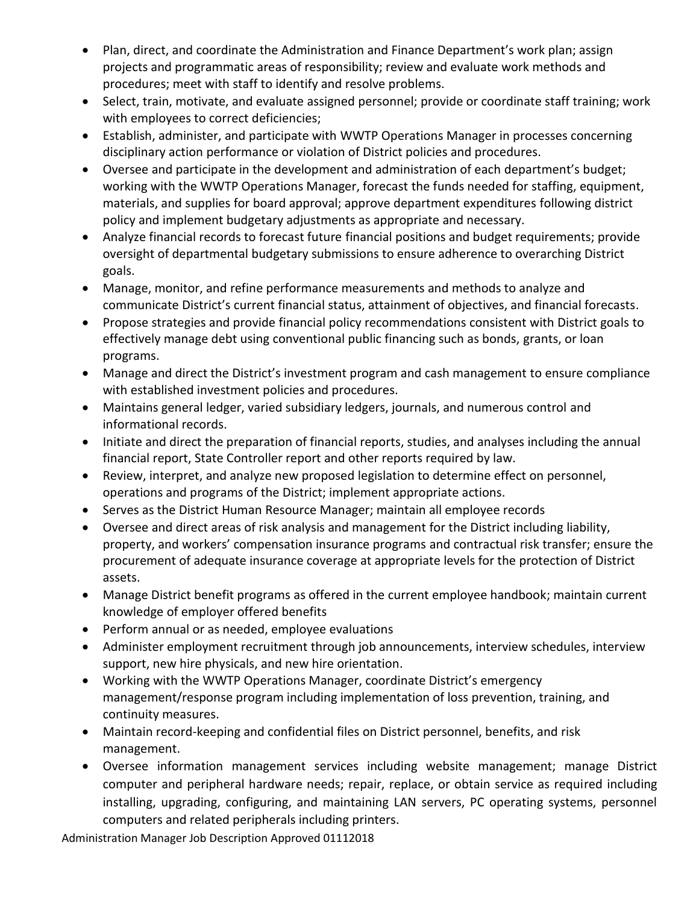- Plan, direct, and coordinate the Administration and Finance Department's work plan; assign projects and programmatic areas of responsibility; review and evaluate work methods and procedures; meet with staff to identify and resolve problems.
- Select, train, motivate, and evaluate assigned personnel; provide or coordinate staff training; work with employees to correct deficiencies;
- Establish, administer, and participate with WWTP Operations Manager in processes concerning disciplinary action performance or violation of District policies and procedures.
- Oversee and participate in the development and administration of each department's budget; working with the WWTP Operations Manager, forecast the funds needed for staffing, equipment, materials, and supplies for board approval; approve department expenditures following district policy and implement budgetary adjustments as appropriate and necessary.
- Analyze financial records to forecast future financial positions and budget requirements; provide oversight of departmental budgetary submissions to ensure adherence to overarching District goals.
- Manage, monitor, and refine performance measurements and methods to analyze and communicate District's current financial status, attainment of objectives, and financial forecasts.
- Propose strategies and provide financial policy recommendations consistent with District goals to effectively manage debt using conventional public financing such as bonds, grants, or loan programs.
- Manage and direct the District's investment program and cash management to ensure compliance with established investment policies and procedures.
- Maintains general ledger, varied subsidiary ledgers, journals, and numerous control and informational records.
- Initiate and direct the preparation of financial reports, studies, and analyses including the annual financial report, State Controller report and other reports required by law.
- Review, interpret, and analyze new proposed legislation to determine effect on personnel, operations and programs of the District; implement appropriate actions.
- Serves as the District Human Resource Manager; maintain all employee records
- Oversee and direct areas of risk analysis and management for the District including liability, property, and workers' compensation insurance programs and contractual risk transfer; ensure the procurement of adequate insurance coverage at appropriate levels for the protection of District assets.
- Manage District benefit programs as offered in the current employee handbook; maintain current knowledge of employer offered benefits
- Perform annual or as needed, employee evaluations
- Administer employment recruitment through job announcements, interview schedules, interview support, new hire physicals, and new hire orientation.
- Working with the WWTP Operations Manager, coordinate District's emergency management/response program including implementation of loss prevention, training, and continuity measures.
- Maintain record-keeping and confidential files on District personnel, benefits, and risk management.
- Oversee information management services including website management; manage District computer and peripheral hardware needs; repair, replace, or obtain service as required including installing, upgrading, configuring, and maintaining LAN servers, PC operating systems, personnel computers and related peripherals including printers.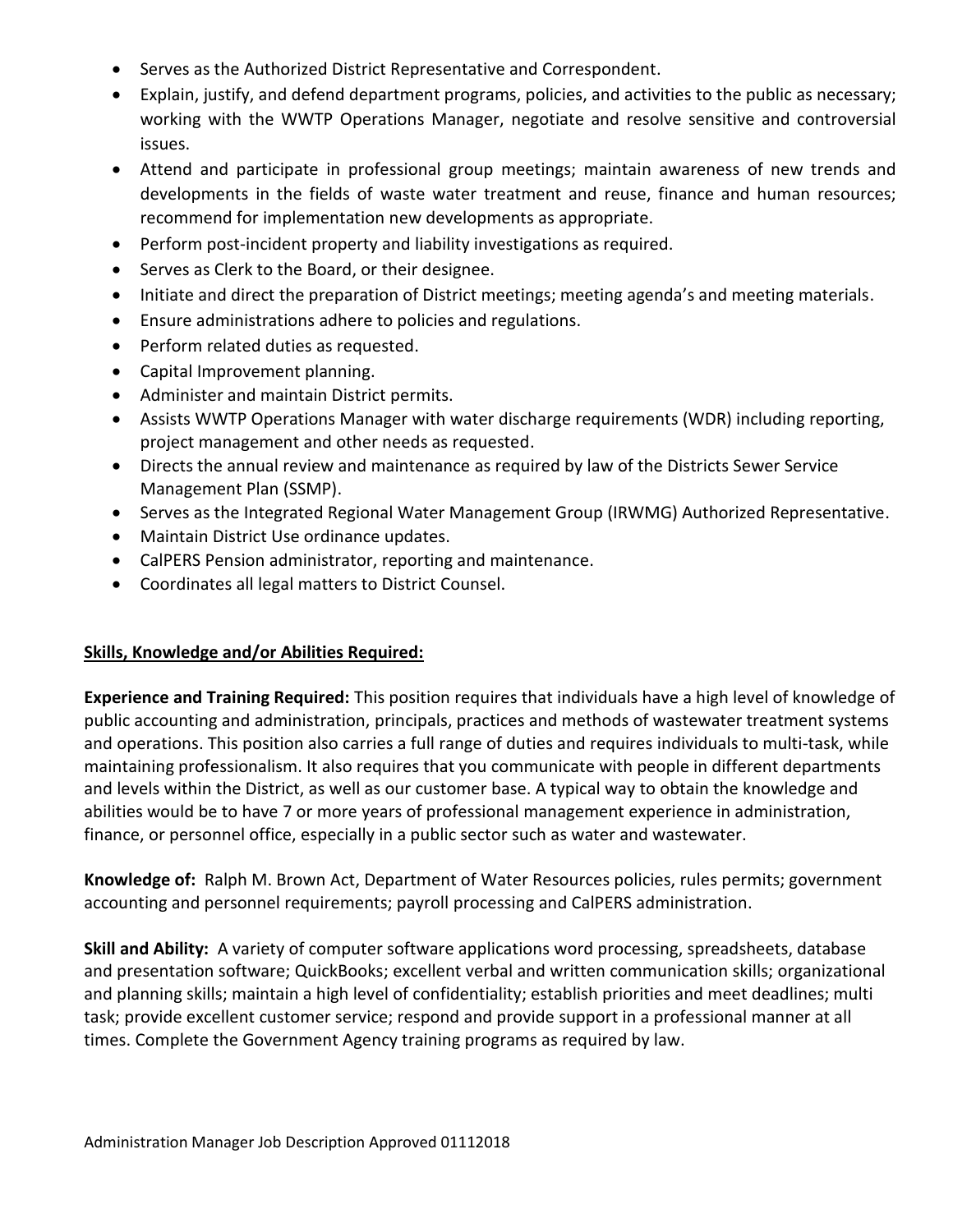- Serves as the Authorized District Representative and Correspondent.
- Explain, justify, and defend department programs, policies, and activities to the public as necessary; working with the WWTP Operations Manager, negotiate and resolve sensitive and controversial issues.
- Attend and participate in professional group meetings; maintain awareness of new trends and developments in the fields of waste water treatment and reuse, finance and human resources; recommend for implementation new developments as appropriate.
- Perform post-incident property and liability investigations as required.
- Serves as Clerk to the Board, or their designee.
- Initiate and direct the preparation of District meetings; meeting agenda's and meeting materials.
- Ensure administrations adhere to policies and regulations.
- Perform related duties as requested.
- Capital Improvement planning.
- Administer and maintain District permits.
- Assists WWTP Operations Manager with water discharge requirements (WDR) including reporting, project management and other needs as requested.
- Directs the annual review and maintenance as required by law of the Districts Sewer Service Management Plan (SSMP).
- Serves as the Integrated Regional Water Management Group (IRWMG) Authorized Representative.
- Maintain District Use ordinance updates.
- CalPERS Pension administrator, reporting and maintenance.
- Coordinates all legal matters to District Counsel.

**Skills, Knowledge and/or Abilities Required:**

**Experience and Training Required:** This position requires that individuals have a high level of knowledge of public accounting and administration, principals, practices and methods of wastewater treatment systems and operations. This position also carries a full range of duties and requires individuals to multi-task, while maintaining professionalism. It also requires that you communicate with people in different departments and levels within the District, as well as our customer base. A typical way to obtain the knowledge and abilities would be to have 7 or more years of professional management experience in administration, finance, or personnel office, especially in a public sector such as water and wastewater.

**Knowledge of:** Ralph M. Brown Act, Department of Water Resources policies, rules permits; government accounting and personnel requirements; payroll processing and CalPERS administration.

**Skill and Ability:** A variety of computer software applications word processing, spreadsheets, database and presentation software; QuickBooks; excellent verbal and written communication skills; organizational and planning skills; maintain a high level of confidentiality; establish priorities and meet deadlines; multi task; provide excellent customer service; respond and provide support in a professional manner at all times. Complete the Government Agency training programs as required by law.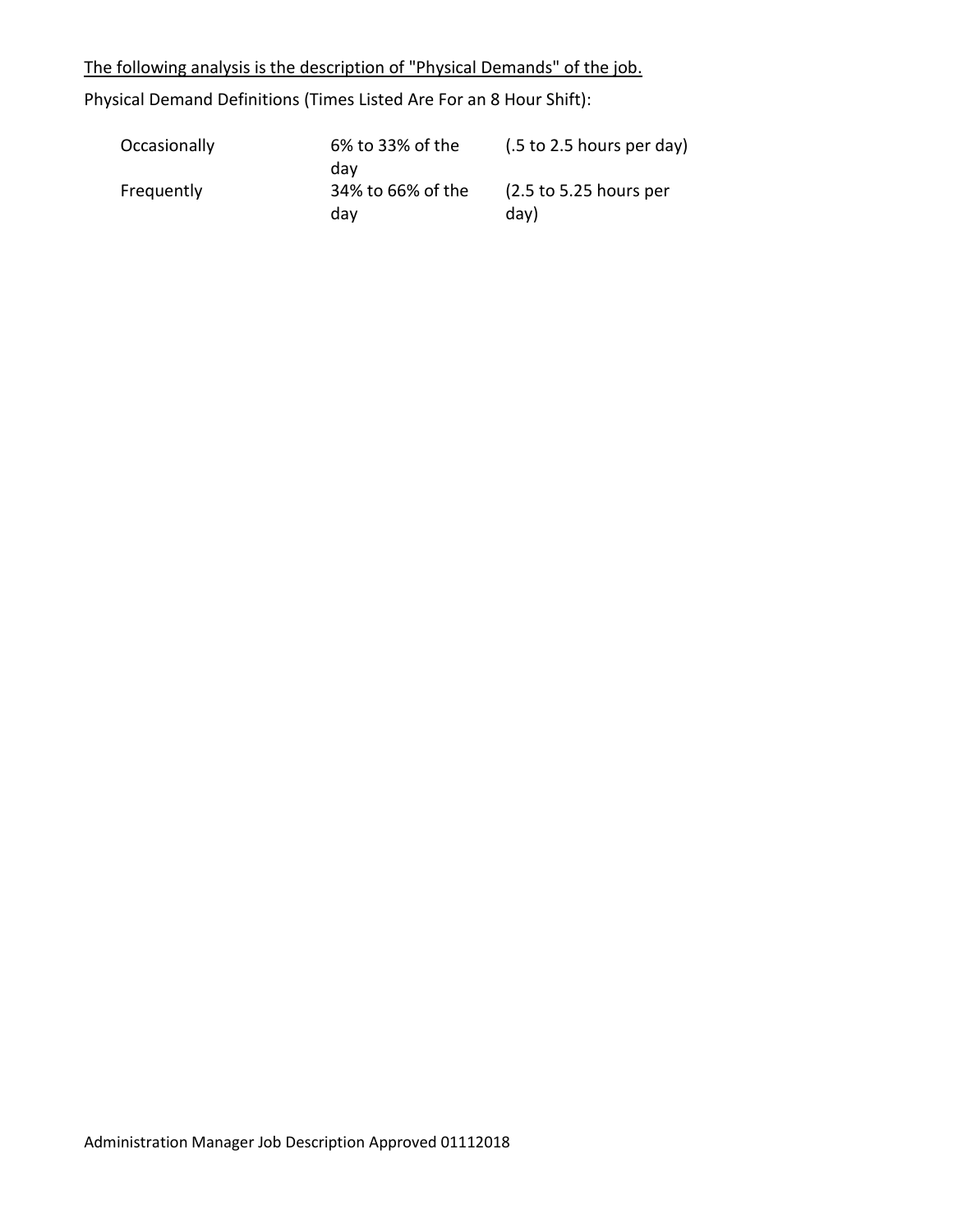<u>The following analysis is the description of "Physical Demands" of the job.</u>

Physical Demand Definitions (Times Listed Are For an 8 Hour Shift):

| | | |
|---|---|---|
| Occasionally | 6% to 33% of the day | (.5 to 2.5 hours per day) |
| Frequently | 34% to 66% of the day | (2.5 to 5.25 hours per day) |